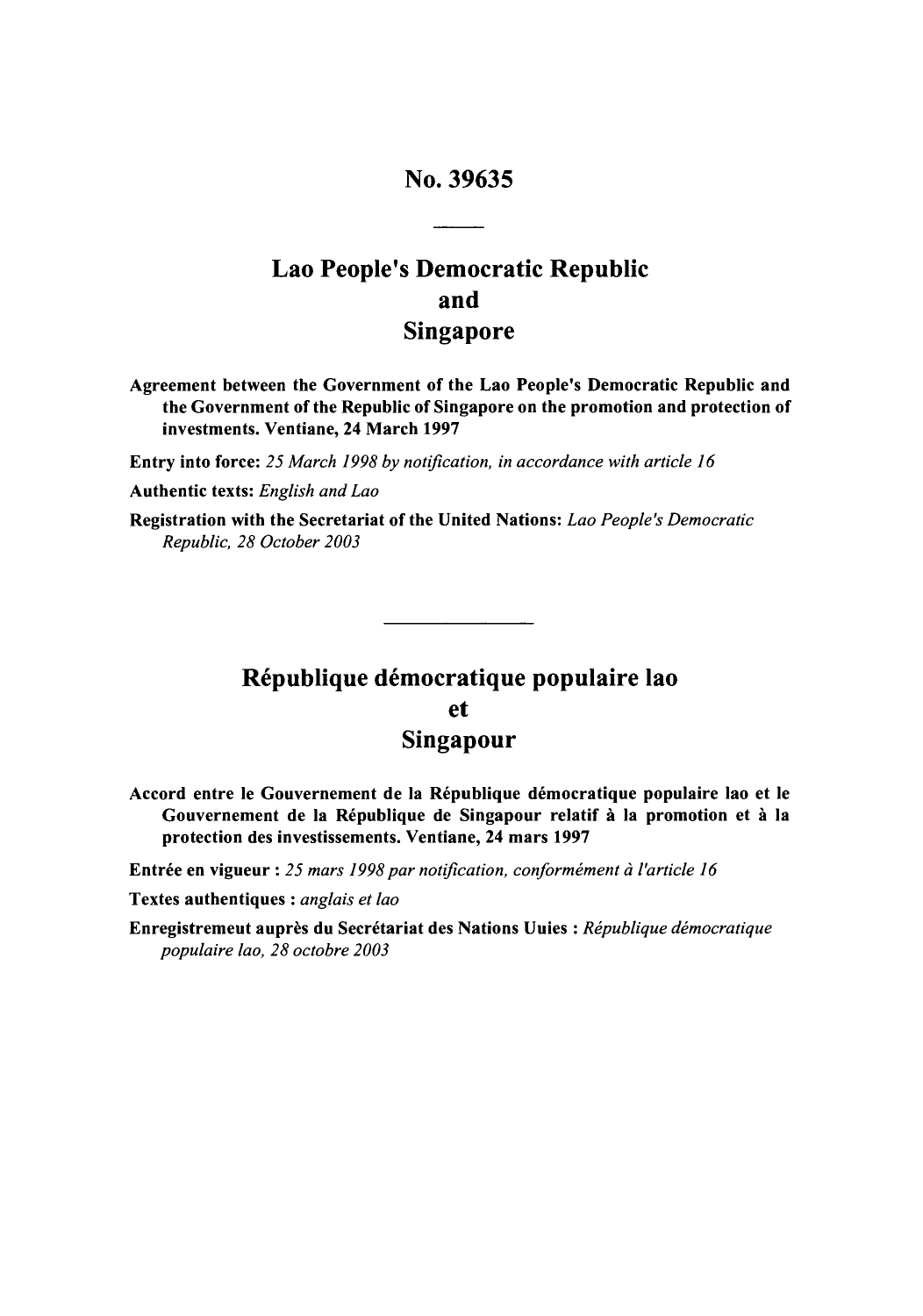# No. 39635

## Lao People's Democratic Republic
## and
## Singapore

**Agreement between the Government of the Lao People's Democratic Republic and the Government of the Republic of Singapore on the promotion and protection of investments. Ventiane, 24 March 1997**

**Entry into force:** *25 March 1998 by notification, in accordance with article 16*

**Authentic texts:** *English and Lao*

**Registration with the Secretariat of the United Nations:** *Lao People's Democratic Republic, 28 October 2003*

---

## République démocratique populaire lao
## et
## Singapour

**Accord entre le Gouvernement de la République démocratique populaire lao et le Gouvernement de la République de Singapour relatif à la promotion et à la protection des investissements. Ventiane, 24 mars 1997**

**Entrée en vigueur :** *25 mars 1998 par notification, conformément à l'article 16*

**Textes authentiques :** *anglais et lao*

**Enregistremeut auprès du Secrétariat des Nations Uuies :** *République démocratique populaire lao, 28 octobre 2003*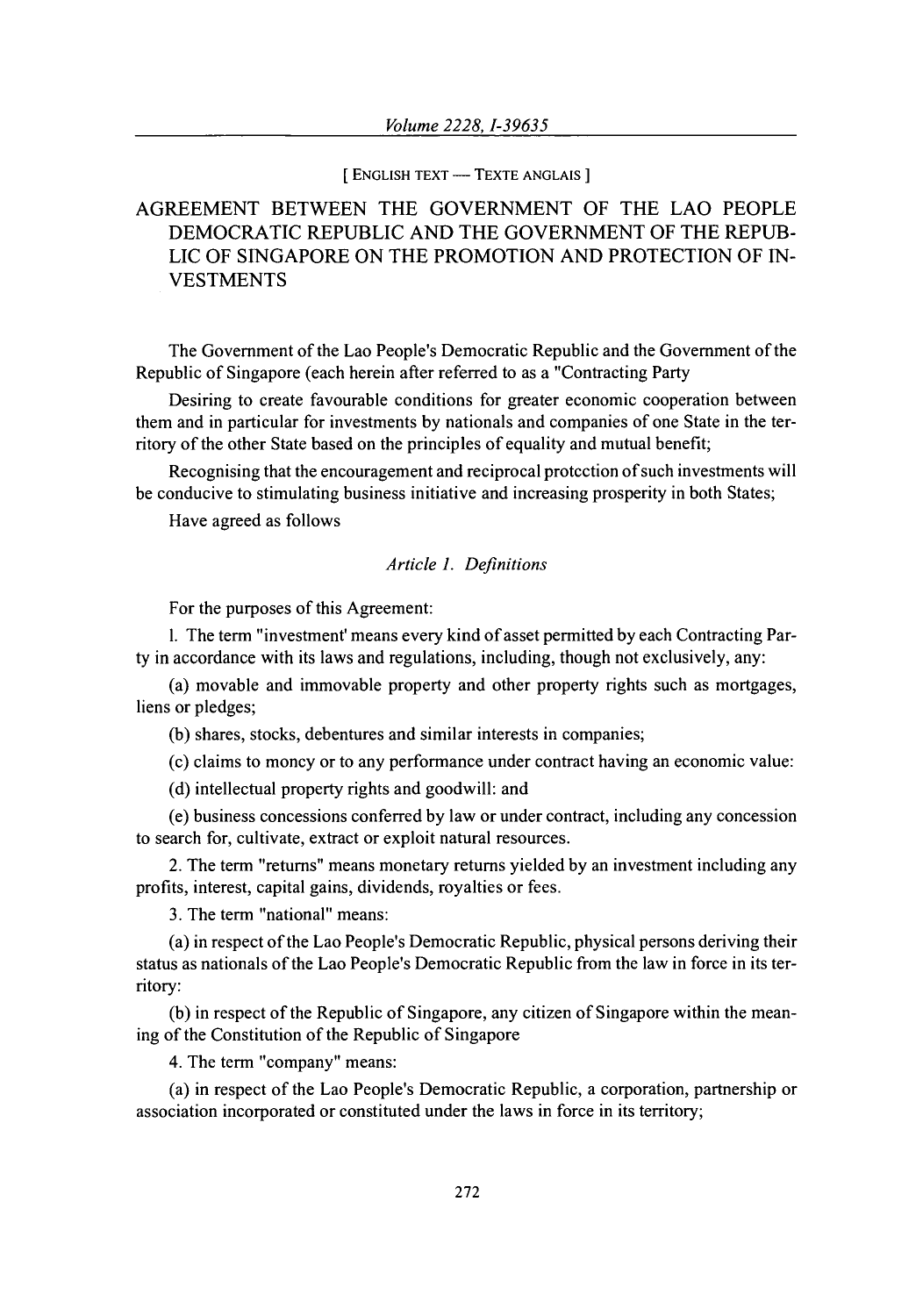[ ENGLISH TEXT — TEXTE ANGLAIS ]

# AGREEMENT BETWEEN THE GOVERNMENT OF THE LAO PEOPLE DEMOCRATIC REPUBLIC AND THE GOVERNMENT OF THE REPUBLIC OF SINGAPORE ON THE PROMOTION AND PROTECTION OF INVESTMENTS

The Government of the Lao People's Democratic Republic and the Government of the Republic of Singapore (each herein after referred to as a "Contracting Party

Desiring to create favourable conditions for greater economic cooperation between them and in particular for investments by nationals and companies of one State in the territory of the other State based on the principles of equality and mutual benefit;

Recognising that the encouragement and reciprocal protection of such investments will be conducive to stimulating business initiative and increasing prosperity in both States;

Have agreed as follows

*Article 1. Definitions*

For the purposes of this Agreement:

1. The term "investment' means every kind of asset permitted by each Contracting Party in accordance with its laws and regulations, including, though not exclusively, any:

(a) movable and immovable property and other property rights such as mortgages, liens or pledges;

(b) shares, stocks, debentures and similar interests in companies;

(c) claims to money or to any performance under contract having an economic value:

(d) intellectual property rights and goodwill: and

(e) business concessions conferred by law or under contract, including any concession to search for, cultivate, extract or exploit natural resources.

2. The term "returns" means monetary returns yielded by an investment including any profits, interest, capital gains, dividends, royalties or fees.

3. The term "national" means:

(a) in respect of the Lao People's Democratic Republic, physical persons deriving their status as nationals of the Lao People's Democratic Republic from the law in force in its territory:

(b) in respect of the Republic of Singapore, any citizen of Singapore within the meaning of the Constitution of the Republic of Singapore

4. The term "company" means:

(a) in respect of the Lao People's Democratic Republic, a corporation, partnership or association incorporated or constituted under the laws in force in its territory;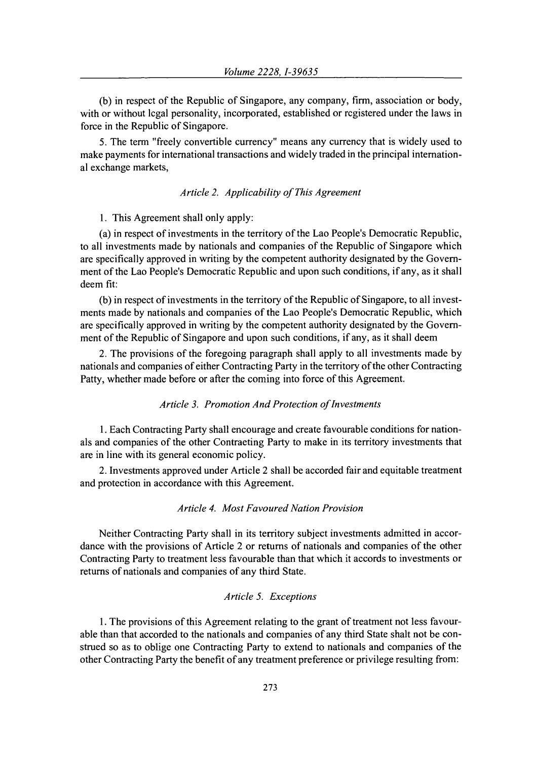(b) in respect of the Republic of Singapore, any company, firm, association or body, with or without lcgal personality, incorporated, established or rcgistered under the laws in force in the Republic of Singapore.

5. The term "freely convertible currency" means any currency that is widely used to make payments for international transactions and widely traded in the principal international exchange markets,

*Article 2. Applicability of This Agreement*

1. This Agreement shall only apply:

(a) in respect of investments in the territory of the Lao People's Democratic Republic, to all investments made by nationals and companies of the Republic of Singapore which are specifically approved in writing by the competent authority designated by the Government of the Lao People's Democratic Republic and upon such conditions, if any, as it shall deem fit:

(b) in respect of investments in the territory of the Republic of Singapore, to all investments made by nationals and companies of the Lao People's Democratic Republic, which are specifically approved in writing by the competent authority designated by the Government of the Republic of Singapore and upon such conditions, if any, as it shall deem

2. The provisions of the foregoing paragraph shall apply to all investments made by nationals and companies of either Contracting Party in the territory of the other Contracting Patty, whether made before or after the coming into force of this Agreement.

*Article 3. Promotion And Protection of Investments*

1. Each Contracting Party shall encourage and create favourable conditions for nationals and companies of the other Contraeting Party to make in its territory investments that are in line with its general economic policy.

2. Investments approved under Article 2 shall be accorded fair and equitable treatment and protection in accordance with this Agreement.

*Article 4. Most Favoured Nation Provision*

Neither Contracting Party shall in its territory subject investments admitted in accordance with the provisions of Article 2 or returns of nationals and companies of the other Contracting Party to treatment less favourable than that which it accords to investments or returns of nationals and companies of any third State.

*Article 5. Exceptions*

1. The provisions of this Agreement relating to the grant of treatment not less favourable than that accorded to the nationals and companies of any third State shalt not be construed so as to oblige one Contracting Party to extend to nationals and companies of the other Contracting Party the benefit of any treatment preference or privilege resulting from: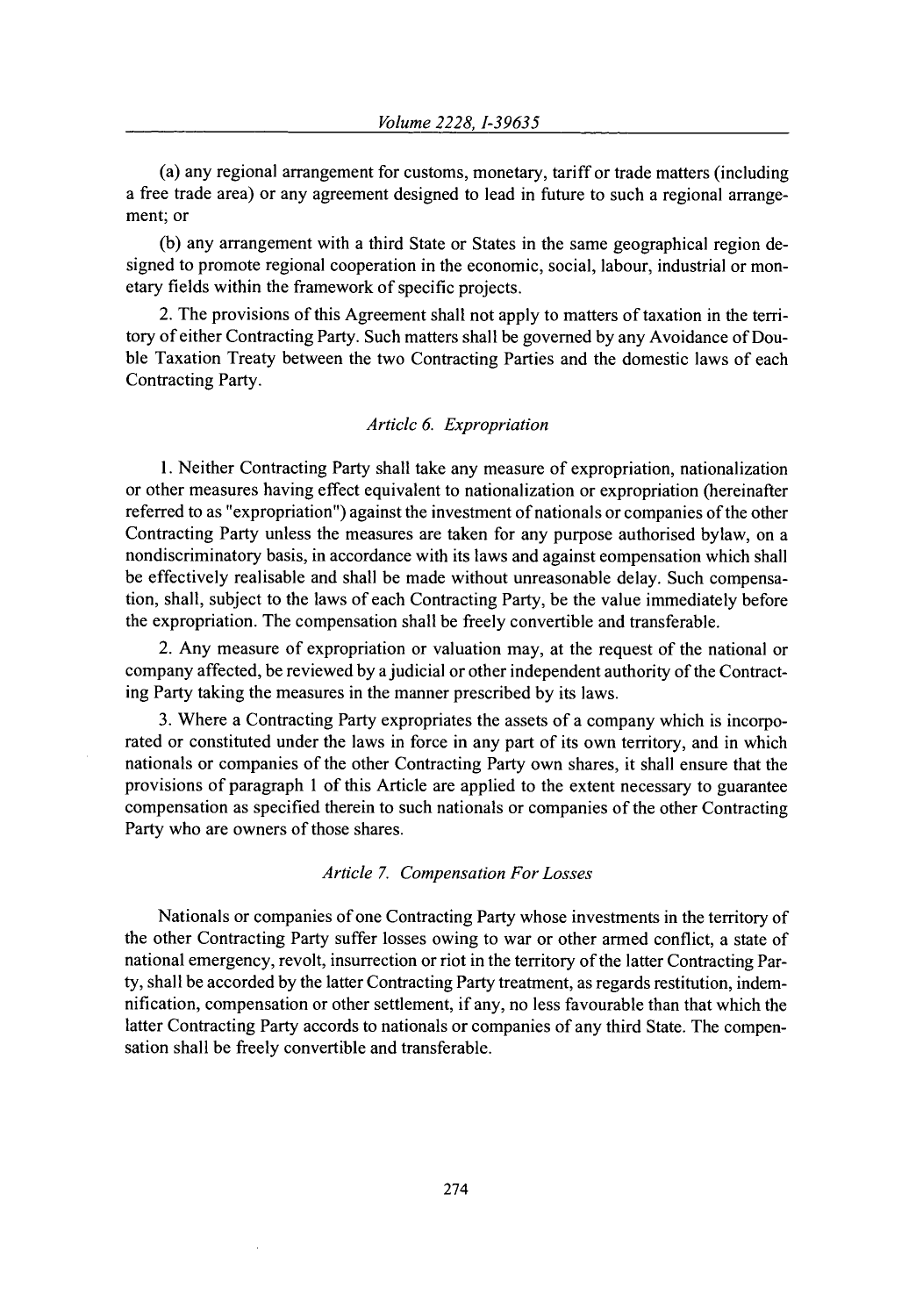(a) any regional arrangement for customs, monetary, tariff or trade matters (including a free trade area) or any agreement designed to lead in future to such a regional arrangement; or

(b) any arrangement with a third State or States in the same geographical region designed to promote regional cooperation in the economic, social, labour, industrial or monetary fields within the framework of specific projects.

2. The provisions of this Agreement shall not apply to matters of taxation in the territory of either Contracting Party. Such matters shall be governed by any Avoidance of Double Taxation Treaty between the two Contracting Parties and the domestic laws of each Contracting Party.

*Articlc 6. Expropriation*

1. Neither Contracting Party shall take any measure of expropriation, nationalization or other measures having effect equivalent to nationalization or expropriation (hereinafter referred to as "expropriation") against the investment of nationals or companies of the other Contracting Party unless the measures are taken for any purpose authorised bylaw, on a nondiscriminatory basis, in accordance with its laws and against eompensation which shall be effectively realisable and shall be made without unreasonable delay. Such compensation, shall, subject to the laws of each Contracting Party, be the value immediately before the expropriation. The compensation shall be freely convertible and transferable.

2. Any measure of expropriation or valuation may, at the request of the national or company affected, be reviewed by a judicial or other independent authority of the Contracting Party taking the measures in the manner prescribed by its laws.

3. Where a Contracting Party expropriates the assets of a company which is incorporated or constituted under the laws in force in any part of its own territory, and in which nationals or companies of the other Contracting Party own shares, it shall ensure that the provisions of paragraph 1 of this Article are applied to the extent necessary to guarantee compensation as specified therein to such nationals or companies of the other Contracting Party who are owners of those shares.

*Article 7. Compensation For Losses*

Nationals or companies of one Contracting Party whose investments in the territory of the other Contracting Party suffer losses owing to war or other armed conflict, a state of national emergency, revolt, insurrection or riot in the territory of the latter Contracting Party, shall be accorded by the latter Contracting Party treatment, as regards restitution, indemnification, compensation or other settlement, if any, no less favourable than that which the latter Contracting Party accords to nationals or companies of any third State. The compensation shall be freely convertible and transferable.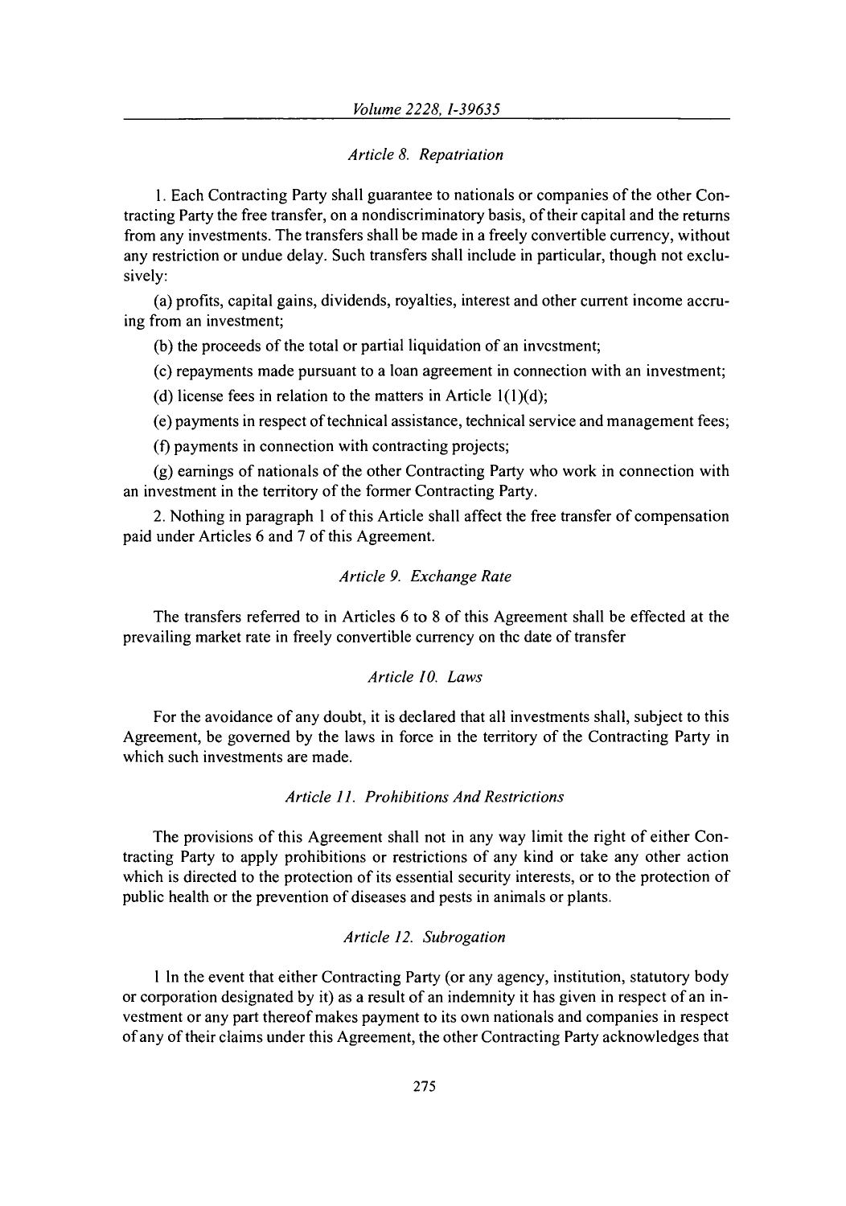*Article 8. Repatriation*

1. Each Contracting Party shall guarantee to nationals or companies of the other Contracting Party the free transfer, on a nondiscriminatory basis, of their capital and the returns from any investments. The transfers shall be made in a freely convertible currency, without any restriction or undue delay. Such transfers shall include in particular, though not exclusively:

(a) profits, capital gains, dividends, royalties, interest and other current income accruing from an investment;

(b) the proceeds of the total or partial liquidation of an invcstment;

(c) repayments made pursuant to a loan agreement in connection with an investment;

(d) license fees in relation to the matters in Article 1(1)(d);

(e) payments in respect of technical assistance, technical service and management fees;

(f) payments in connection with contracting projects;

(g) earnings of nationals of the other Contracting Party who work in connection with an investment in the territory of the former Contracting Party.

2. Nothing in paragraph 1 of this Article shall affect the free transfer of compensation paid under Articles 6 and 7 of this Agreement.

*Article 9. Exchange Rate*

The transfers referred to in Articles 6 to 8 of this Agreement shall be effected at the prevailing market rate in freely convertible currency on thc date of transfer

*Article 10. Laws*

For the avoidance of any doubt, it is declared that all investments shall, subject to this Agreement, be governed by the laws in force in the territory of the Contracting Party in which such investments are made.

*Article 11. Prohibitions And Restrictions*

The provisions of this Agreement shall not in any way limit the right of either Contracting Party to apply prohibitions or restrictions of any kind or take any other action which is directed to the protection of its essential security interests, or to the protection of public health or the prevention of diseases and pests in animals or plants.

*Article 12. Subrogation*

1 In the event that either Contracting Party (or any agency, institution, statutory body or corporation designated by it) as a result of an indemnity it has given in respect of an investment or any part thereof makes payment to its own nationals and companies in respect of any of their claims under this Agreement, the other Contracting Party acknowledges that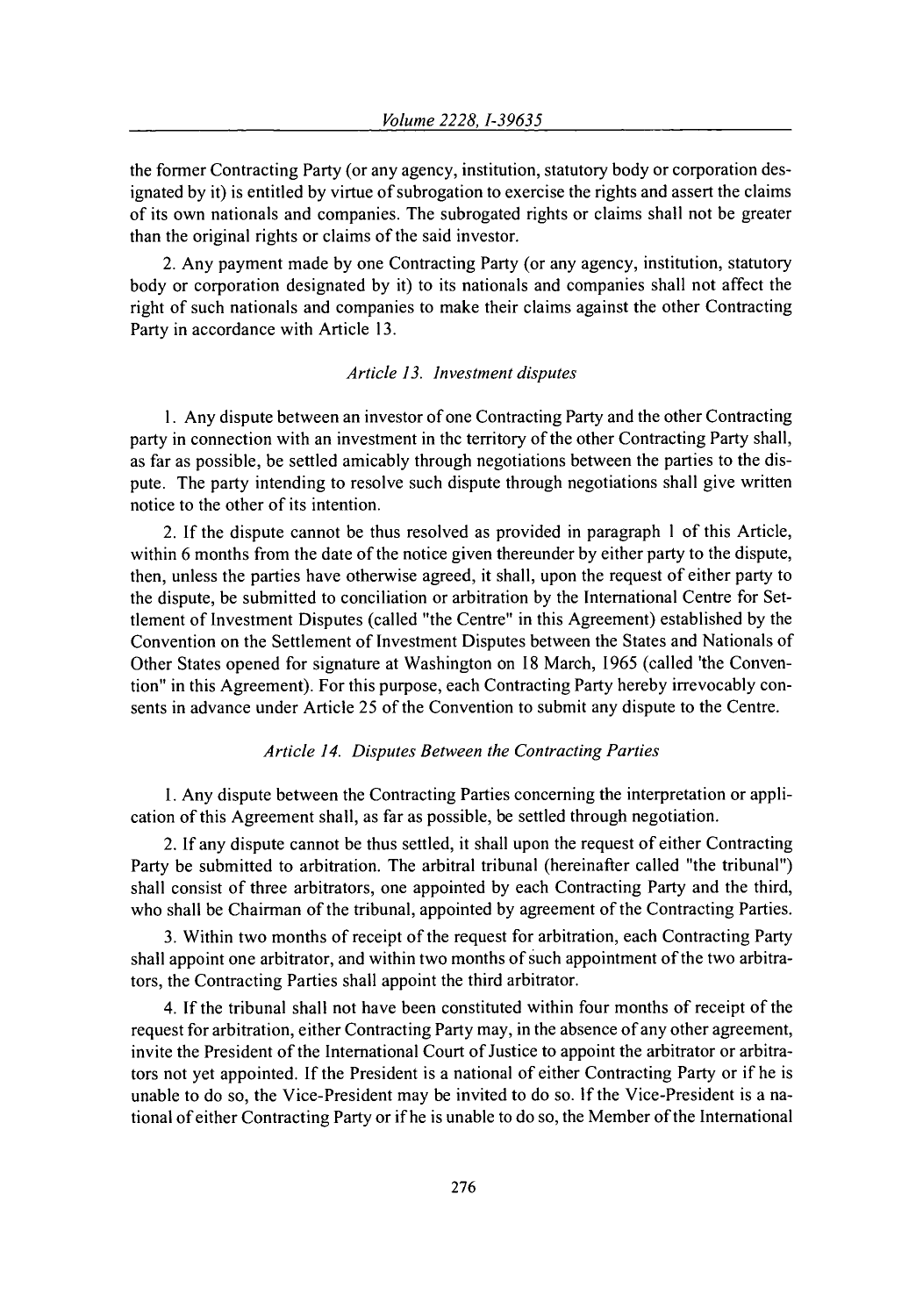the former Contracting Party (or any agency, institution, statutory body or corporation designated by it) is entitled by virtue of subrogation to exercise the rights and assert the claims of its own nationals and companies. The subrogated rights or claims shall not be greater than the original rights or claims of the said investor.

2. Any payment made by one Contracting Party (or any agency, institution, statutory body or corporation designated by it) to its nationals and companies shall not affect the right of such nationals and companies to make their claims against the other Contracting Party in accordance with Article 13.

*Article 13. Investment disputes*

1. Any dispute between an investor of one Contracting Party and the other Contracting party in connection with an investment in thc territory of the other Contracting Party shall, as far as possible, be settled amicably through negotiations between the parties to the dispute. The party intending to resolve such dispute through negotiations shall give written notice to the other of its intention.

2. If the dispute cannot be thus resolved as provided in paragraph 1 of this Article, within 6 months from the date of the notice given thereunder by either party to the dispute, then, unless the parties have otherwise agreed, it shall, upon the request of either party to the dispute, be submitted to conciliation or arbitration by the International Centre for Settlement of Investment Disputes (called "the Centre" in this Agreement) established by the Convention on the Settlement of Investment Disputes between the States and Nationals of Other States opened for signature at Washington on 18 March, 1965 (called 'the Convention" in this Agreement). For this purpose, each Contracting Party hereby irrevocably consents in advance under Article 25 of the Convention to submit any dispute to the Centre.

*Article 14. Disputes Between the Contracting Parties*

1. Any dispute between the Contracting Parties concerning the interpretation or application of this Agreement shall, as far as possible, be settled through negotiation.

2. If any dispute cannot be thus settled, it shall upon the request of either Contracting Party be submitted to arbitration. The arbitral tribunal (hereinafter called "the tribunal") shall consist of three arbitrators, one appointed by each Contracting Party and the third, who shall be Chairman of the tribunal, appointed by agreement of the Contracting Parties.

3. Within two months of receipt of the request for arbitration, each Contracting Party shall appoint one arbitrator, and within two months of such appointment of the two arbitrators, the Contracting Parties shall appoint the third arbitrator.

4. If the tribunal shall not have been constituted within four months of receipt of the request for arbitration, either Contracting Party may, in the absence of any other agreement, invite the President of the International Court of Justice to appoint the arbitrator or arbitrators not yet appointed. If the President is a national of either Contracting Party or if he is unable to do so, the Vice-President may be invited to do so. If the Vice-President is a national of either Contracting Party or if he is unable to do so, the Member of the International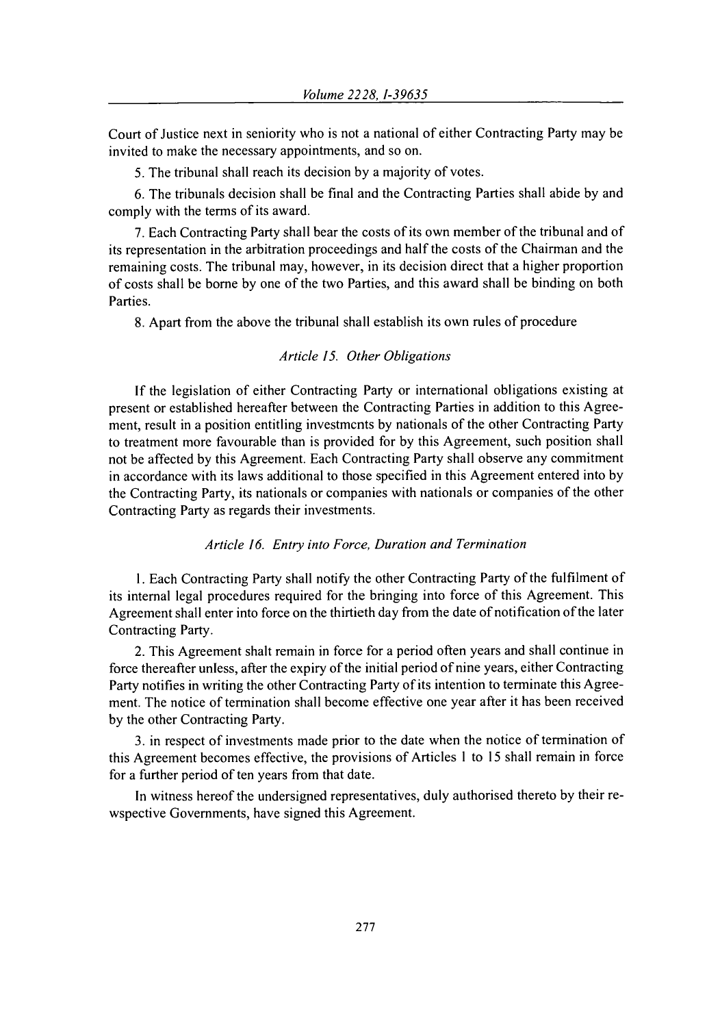Court of Justice next in seniority who is not a national of either Contracting Party may be invited to make the necessary appointments, and so on.

5. The tribunal shall reach its decision by a majority of votes.

6. The tribunals decision shall be final and the Contracting Parties shall abide by and comply with the terms of its award.

7. Each Contracting Party shall bear the costs of its own member of the tribunal and of its representation in the arbitration proceedings and half the costs of the Chairman and the remaining costs. The tribunal may, however, in its decision direct that a higher proportion of costs shall be borne by one of the two Parties, and this award shall be binding on both Parties.

8. Apart from the above the tribunal shall establish its own rules of procedure

*Article 15. Other Obligations*

If the legislation of either Contracting Party or international obligations existing at present or established hereafter between the Contracting Parties in addition to this Agreement, result in a position entitling investmcnts by nationals of the other Contracting Party to treatment more favourable than is provided for by this Agreement, such position shall not be affected by this Agreement. Each Contracting Party shall observe any commitment in accordance with its laws additional to those specified in this Agreement entered into by the Contracting Party, its nationals or companies with nationals or companies of the other Contracting Party as regards their investments.

*Article 16. Entry into Force, Duration and Termination*

1. Each Contracting Party shall notify the other Contracting Party of the fulfilment of its internal legal procedures required for the bringing into force of this Agreement. This Agreement shall enter into force on the thirtieth day from the date of notification of the later Contracting Party.

2. This Agreement shalt remain in force for a period often years and shall continue in force thereafter unless, after the expiry of the initial period of nine years, either Contracting Party notifies in writing the other Contracting Party of its intention to terminate this Agreement. The notice of termination shall become effective one year after it has been received by the other Contracting Party.

3. in respect of investments made prior to the date when the notice of termination of this Agreement becomes effective, the provisions of Articles 1 to 15 shall remain in force for a further period of ten years from that date.

In witness hereof the undersigned representatives, duly authorised thereto by their rewspective Governments, have signed this Agreement.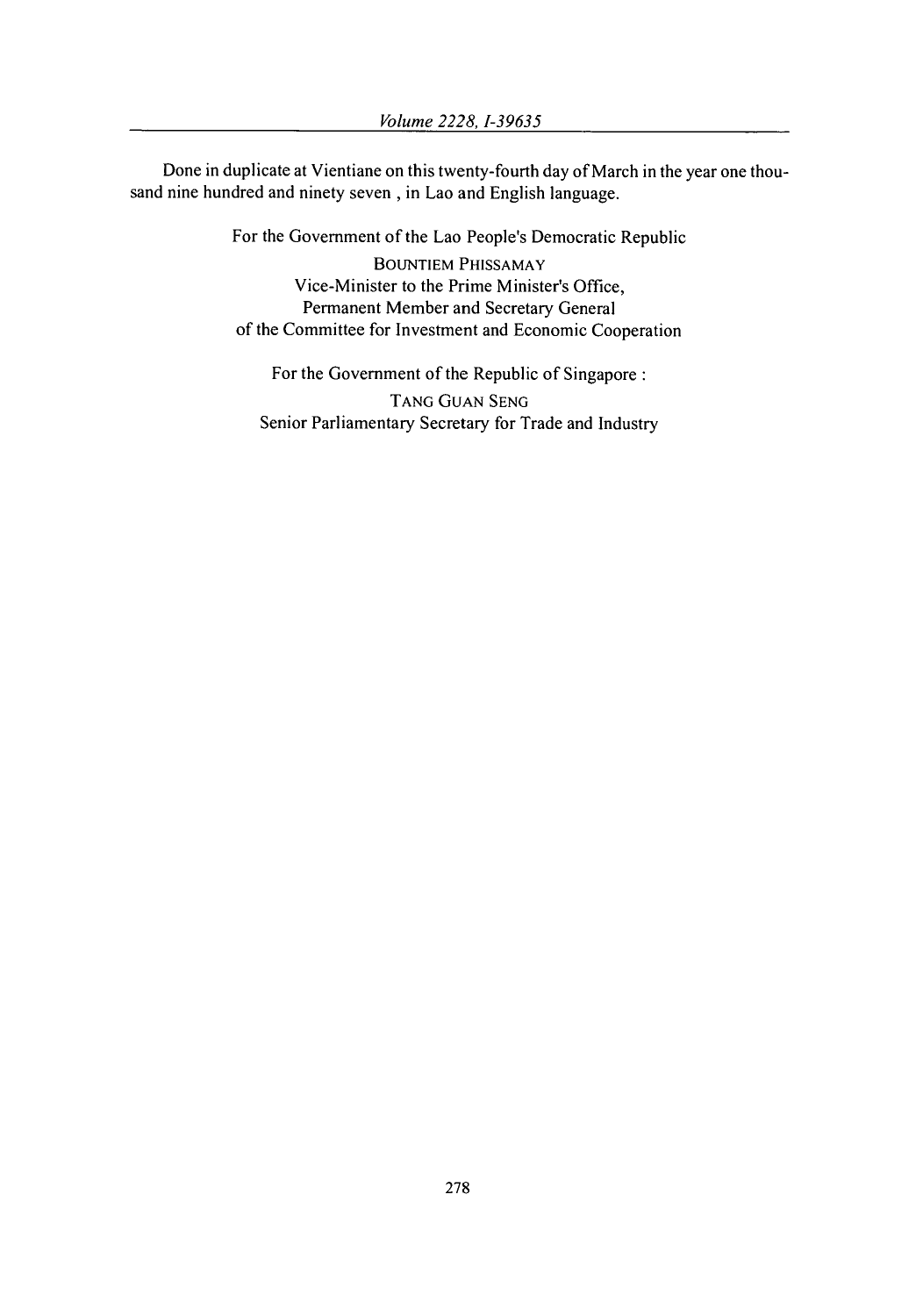Done in duplicate at Vientiane on this twenty-fourth day of March in the year one thousand nine hundred and ninety seven , in Lao and English language.

For the Government of the Lao People's Democratic Republic

BOUNTIEM PHISSAMAY
Vice-Minister to the Prime Minister's Office,
Permanent Member and Secretary General
of the Committee for Investment and Economic Cooperation

For the Government of the Republic of Singapore :

TANG GUAN SENG
Senior Parliamentary Secretary for Trade and Industry